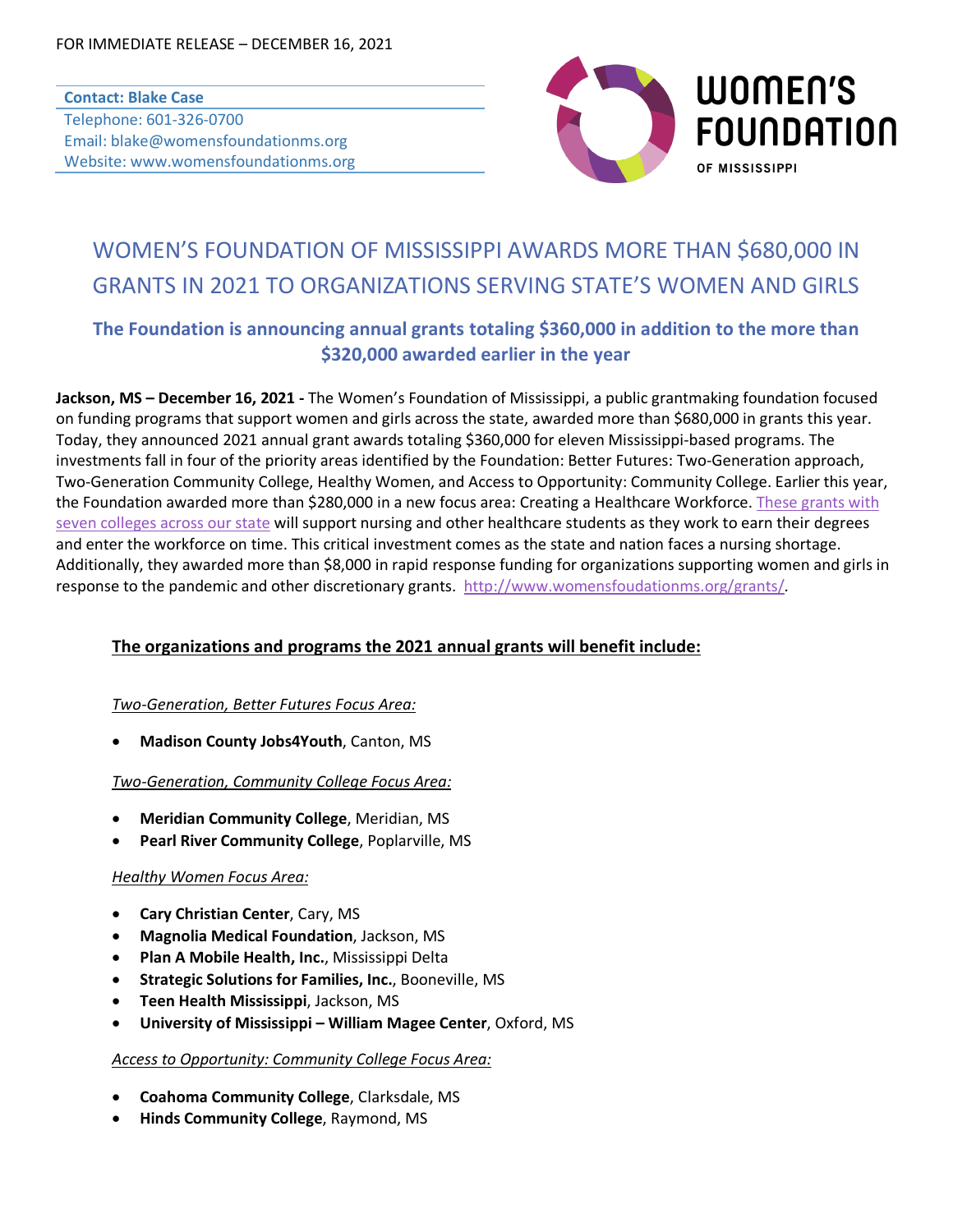FOR IMMEDIATE RELEASE – DECEMBER 16, 2021

**Contact: Blake Case**
Telephone: 601-326-0700
Email: blake@womensfoundationms.org
Website: www.womensfoundationms.org

WOMEN'S FOUNDATION OF MISSISSIPPI

# WOMEN'S FOUNDATION OF MISSISSIPPI AWARDS MORE THAN $680,000 IN GRANTS IN 2021 TO ORGANIZATIONS SERVING STATE'S WOMEN AND GIRLS

## The Foundation is announcing annual grants totaling $360,000 in addition to the more than $320,000 awarded earlier in the year

**Jackson, MS – December 16, 2021 -** The Women's Foundation of Mississippi, a public grantmaking foundation focused on funding programs that support women and girls across the state, awarded more than $680,000 in grants this year. Today, they announced 2021 annual grant awards totaling $360,000 for eleven Mississippi-based programs. The investments fall in four of the priority areas identified by the Foundation: Better Futures: Two-Generation approach, Two-Generation Community College, Healthy Women, and Access to Opportunity: Community College. Earlier this year, the Foundation awarded more than $280,000 in a new focus area: Creating a Healthcare Workforce. These grants with seven colleges across our state will support nursing and other healthcare students as they work to earn their degrees and enter the workforce on time. This critical investment comes as the state and nation faces a nursing shortage. Additionally, they awarded more than $8,000 in rapid response funding for organizations supporting women and girls in response to the pandemic and other discretionary grants. http://www.womensfoudationms.org/grants/.

### The organizations and programs the 2021 annual grants will benefit include:

*Two-Generation, Better Futures Focus Area:*

- **Madison County Jobs4Youth**, Canton, MS

*Two-Generation, Community College Focus Area:*

- **Meridian Community College**, Meridian, MS
- **Pearl River Community College**, Poplarville, MS

*Healthy Women Focus Area:*

- **Cary Christian Center**, Cary, MS
- **Magnolia Medical Foundation**, Jackson, MS
- **Plan A Mobile Health, Inc.**, Mississippi Delta
- **Strategic Solutions for Families, Inc.**, Booneville, MS
- **Teen Health Mississippi**, Jackson, MS
- **University of Mississippi – William Magee Center**, Oxford, MS

*Access to Opportunity: Community College Focus Area:*

- **Coahoma Community College**, Clarksdale, MS
- **Hinds Community College**, Raymond, MS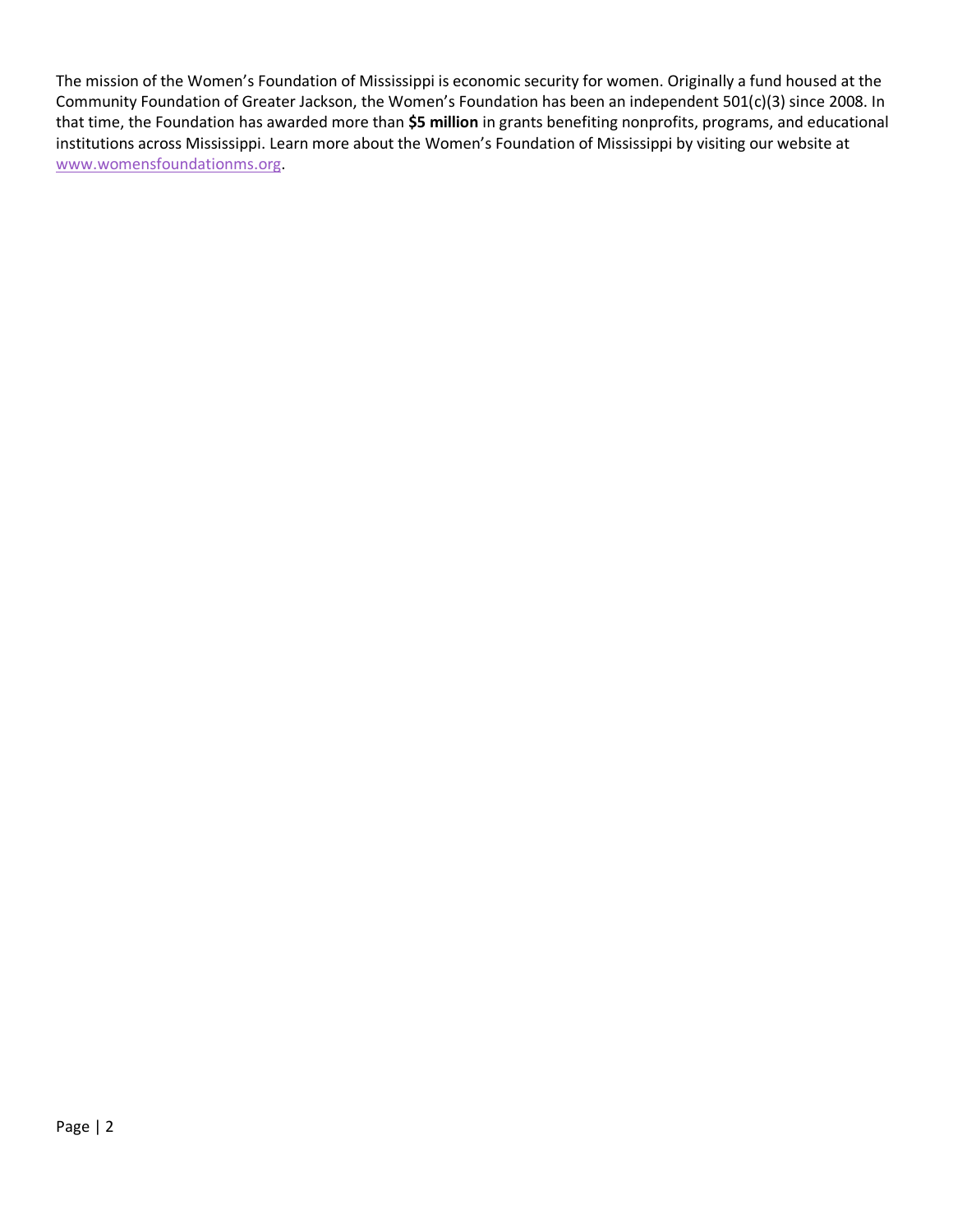The mission of the Women's Foundation of Mississippi is economic security for women. Originally a fund housed at the Community Foundation of Greater Jackson, the Women's Foundation has been an independent 501(c)(3) since 2008. In that time, the Foundation has awarded more than **$5 million** in grants benefiting nonprofits, programs, and educational institutions across Mississippi. Learn more about the Women's Foundation of Mississippi by visiting our website at [www.womensfoundationms.org](http://www.womensfoundationms.org).